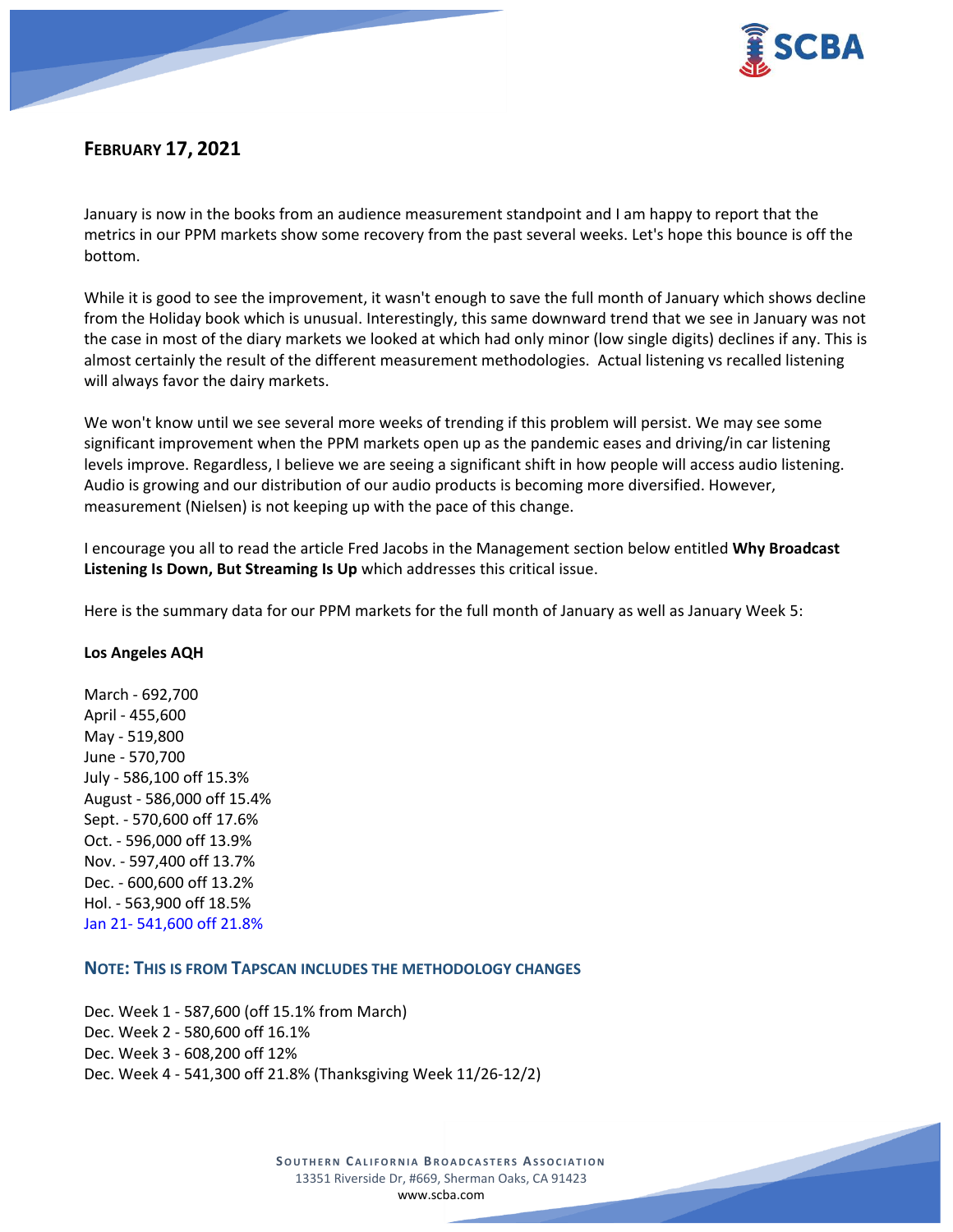## February 17, 2021

January is now in the books from an audience measurement standpoint and I am happy to report that the metrics in our PPM markets show some recovery from the past several weeks. Let's hope this bounce is off the bottom.

While it is good to see the improvement, it wasn't enough to save the full month of January which shows decline from the Holiday book which is unusual. Interestingly, this same downward trend that we see in January was not the case in most of the diary markets we looked at which had only minor (low single digits) declines if any. This is almost certainly the result of the different measurement methodologies. Actual listening vs recalled listening will always favor the dairy markets.

We won't know until we see several more weeks of trending if this problem will persist. We may see some significant improvement when the PPM markets open up as the pandemic eases and driving/in car listening levels improve. Regardless, I believe we are seeing a significant shift in how people will access audio listening. Audio is growing and our distribution of our audio products is becoming more diversified. However, measurement (Nielsen) is not keeping up with the pace of this change.

I encourage you all to read the article Fred Jacobs in the Management section below entitled **Why Broadcast Listening Is Down, But Streaming Is Up** which addresses this critical issue.

Here is the summary data for our PPM markets for the full month of January as well as January Week 5:

**Los Angeles AQH**

March - 692,700
April - 455,600
May - 519,800
June - 570,700
July - 586,100 off 15.3%
August - 586,000 off 15.4%
Sept. - 570,600 off 17.6%
Oct. - 596,000 off 13.9%
Nov. - 597,400 off 13.7%
Dec. - 600,600 off 13.2%
Hol. - 563,900 off 18.5%
Jan 21- 541,600 off 21.8%

### Note: This is from Tapscan includes the methodology changes

Dec. Week 1 - 587,600 (off 15.1% from March)
Dec. Week 2 - 580,600 off 16.1%
Dec. Week 3 - 608,200 off 12%
Dec. Week 4 - 541,300 off 21.8% (Thanksgiving Week 11/26-12/2)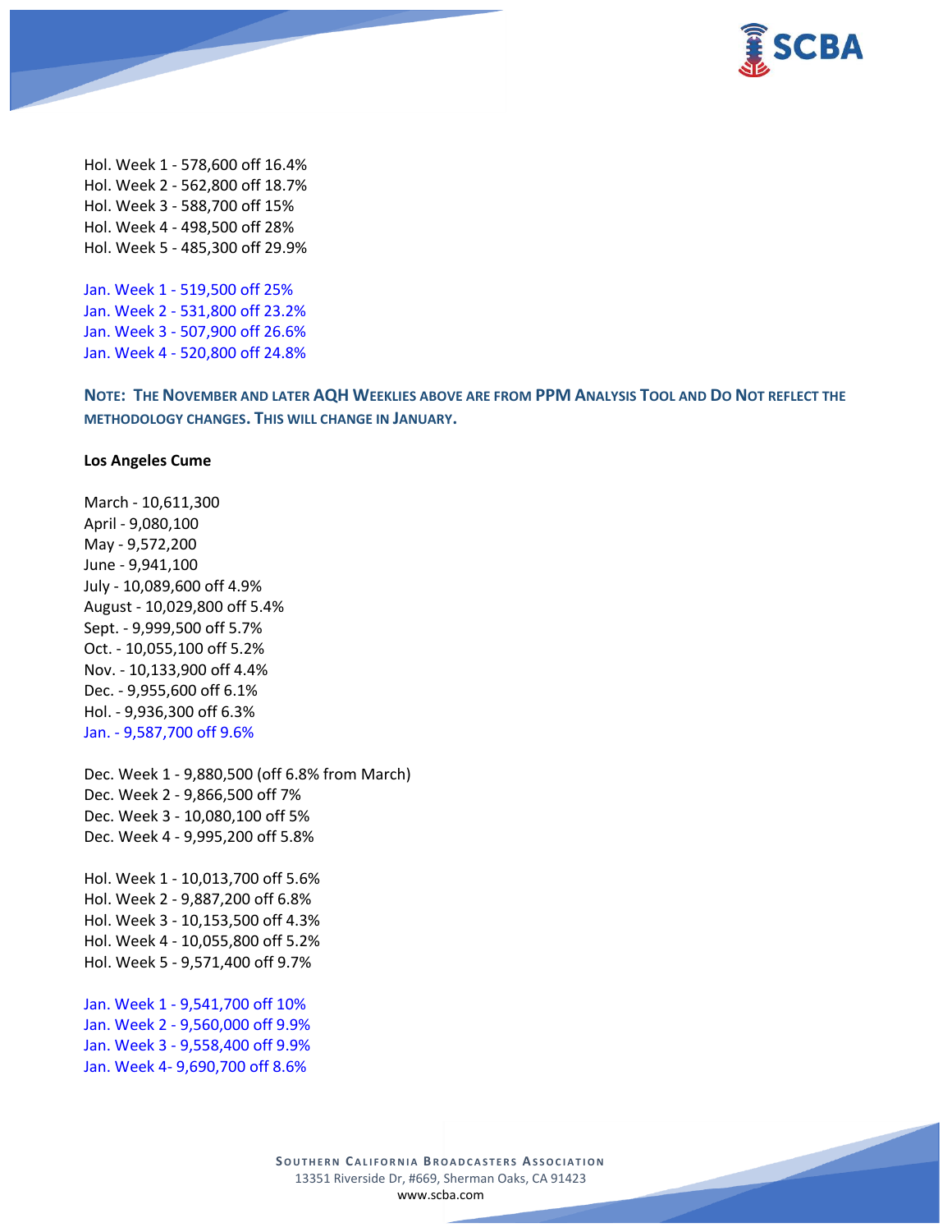Hol. Week 1 - 578,600 off 16.4%
Hol. Week 2 - 562,800 off 18.7%
Hol. Week 3 - 588,700 off 15%
Hol. Week 4 - 498,500 off 28%
Hol. Week 5 - 485,300 off 29.9%

Jan. Week 1 - 519,500 off 25%
Jan. Week 2 - 531,800 off 23.2%
Jan. Week 3 - 507,900 off 26.6%
Jan. Week 4 - 520,800 off 24.8%

**NOTE: THE NOVEMBER AND LATER AQH WEEKLIES ABOVE ARE FROM PPM ANALYSIS TOOL AND DO NOT REFLECT THE METHODOLOGY CHANGES. THIS WILL CHANGE IN JANUARY.**

**Los Angeles Cume**

March - 10,611,300
April - 9,080,100
May - 9,572,200
June - 9,941,100
July - 10,089,600 off 4.9%
August - 10,029,800 off 5.4%
Sept. - 9,999,500 off 5.7%
Oct. - 10,055,100 off 5.2%
Nov. - 10,133,900 off 4.4%
Dec. - 9,955,600 off 6.1%
Hol. - 9,936,300 off 6.3%
Jan. - 9,587,700 off 9.6%

Dec. Week 1 - 9,880,500 (off 6.8% from March)
Dec. Week 2 - 9,866,500 off 7%
Dec. Week 3 - 10,080,100 off 5%
Dec. Week 4 - 9,995,200 off 5.8%

Hol. Week 1 - 10,013,700 off 5.6%
Hol. Week 2 - 9,887,200 off 6.8%
Hol. Week 3 - 10,153,500 off 4.3%
Hol. Week 4 - 10,055,800 off 5.2%
Hol. Week 5 - 9,571,400 off 9.7%

Jan. Week 1 - 9,541,700 off 10%
Jan. Week 2 - 9,560,000 off 9.9%
Jan. Week 3 - 9,558,400 off 9.9%
Jan. Week 4- 9,690,700 off 8.6%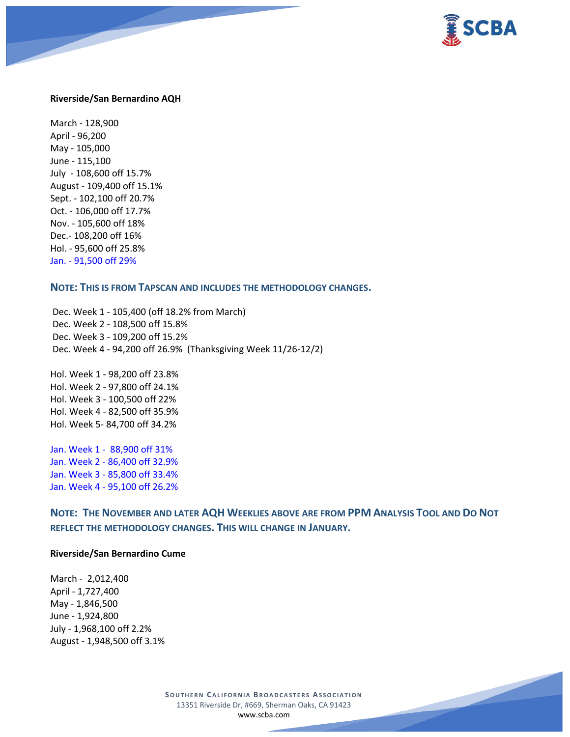**Riverside/San Bernardino AQH**

March - 128,900
April - 96,200
May - 105,000
June - 115,100
July - 108,600 off 15.7%
August - 109,400 off 15.1%
Sept. - 102,100 off 20.7%
Oct. - 106,000 off 17.7%
Nov. - 105,600 off 18%
Dec.- 108,200 off 16%
Hol. - 95,600 off 25.8%
Jan. - 91,500 off 29%

**NOTE: THIS IS FROM TAPSCAN AND INCLUDES THE METHODOLOGY CHANGES.**

Dec. Week 1 - 105,400 (off 18.2% from March)
Dec. Week 2 - 108,500 off 15.8%
Dec. Week 3 - 109,200 off 15.2%
Dec. Week 4 - 94,200 off 26.9% (Thanksgiving Week 11/26-12/2)

Hol. Week 1 - 98,200 off 23.8%
Hol. Week 2 - 97,800 off 24.1%
Hol. Week 3 - 100,500 off 22%
Hol. Week 4 - 82,500 off 35.9%
Hol. Week 5- 84,700 off 34.2%

Jan. Week 1 - 88,900 off 31%
Jan. Week 2 - 86,400 off 32.9%
Jan. Week 3 - 85,800 off 33.4%
Jan. Week 4 - 95,100 off 26.2%

**NOTE: THE NOVEMBER AND LATER AQH WEEKLIES ABOVE ARE FROM PPM ANALYSIS TOOL AND DO NOT REFLECT THE METHODOLOGY CHANGES. THIS WILL CHANGE IN JANUARY.**

**Riverside/San Bernardino Cume**

March - 2,012,400
April - 1,727,400
May - 1,846,500
June - 1,924,800
July - 1,968,100 off 2.2%
August - 1,948,500 off 3.1%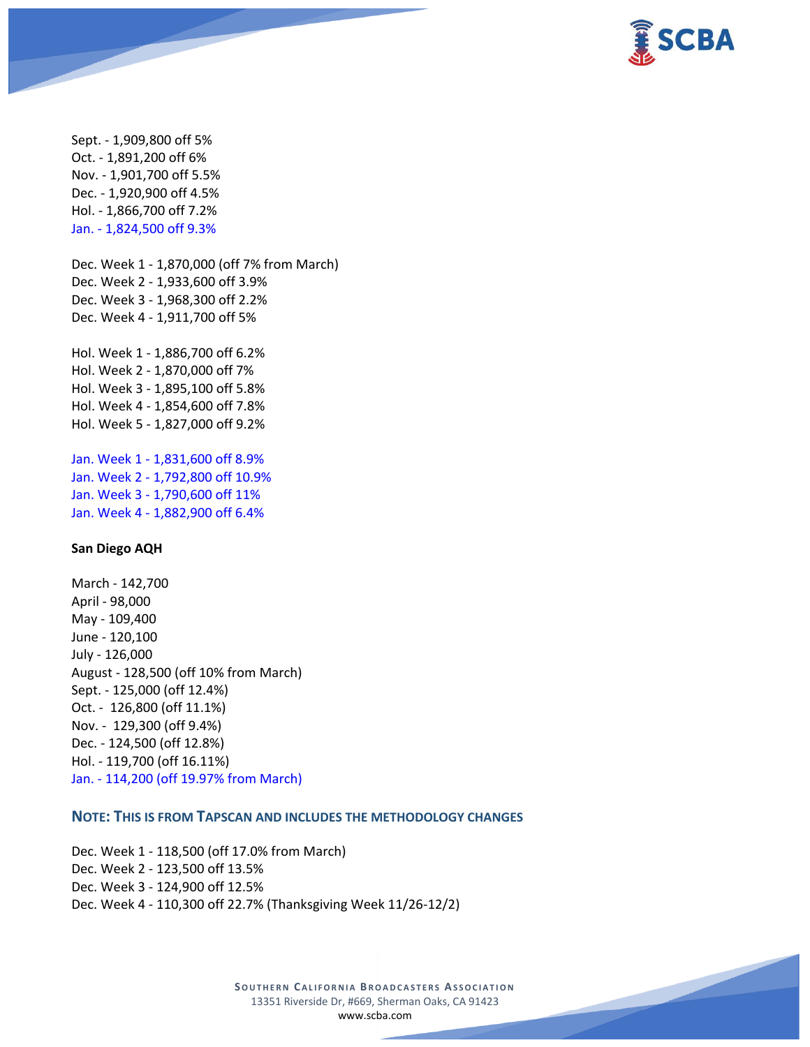Sept. - 1,909,800 off 5%
Oct. - 1,891,200 off 6%
Nov. - 1,901,700 off 5.5%
Dec. - 1,920,900 off 4.5%
Hol. - 1,866,700 off 7.2%
Jan. - 1,824,500 off 9.3%

Dec. Week 1 - 1,870,000 (off 7% from March)
Dec. Week 2 - 1,933,600 off 3.9%
Dec. Week 3 - 1,968,300 off 2.2%
Dec. Week 4 - 1,911,700 off 5%

Hol. Week 1 - 1,886,700 off 6.2%
Hol. Week 2 - 1,870,000 off 7%
Hol. Week 3 - 1,895,100 off 5.8%
Hol. Week 4 - 1,854,600 off 7.8%
Hol. Week 5 - 1,827,000 off 9.2%

Jan. Week 1 - 1,831,600 off 8.9%
Jan. Week 2 - 1,792,800 off 10.9%
Jan. Week 3 - 1,790,600 off 11%
Jan. Week 4 - 1,882,900 off 6.4%

**San Diego AQH**

March - 142,700
April - 98,000
May - 109,400
June - 120,100
July - 126,000
August - 128,500 (off 10% from March)
Sept. - 125,000 (off 12.4%)
Oct. - 126,800 (off 11.1%)
Nov. - 129,300 (off 9.4%)
Dec. - 124,500 (off 12.8%)
Hol. - 119,700 (off 16.11%)
Jan. - 114,200 (off 19.97% from March)

### NOTE: THIS IS FROM TAPSCAN AND INCLUDES THE METHODOLOGY CHANGES

Dec. Week 1 - 118,500 (off 17.0% from March)
Dec. Week 2 - 123,500 off 13.5%
Dec. Week 3 - 124,900 off 12.5%
Dec. Week 4 - 110,300 off 22.7% (Thanksgiving Week 11/26-12/2)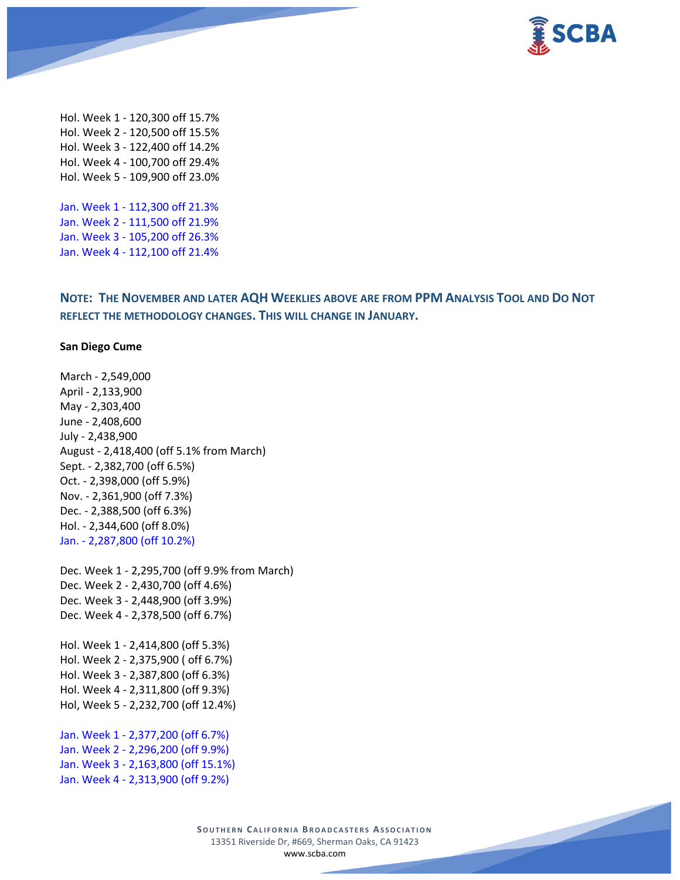Hol. Week 1 - 120,300 off 15.7%
Hol. Week 2 - 120,500 off 15.5%
Hol. Week 3 - 122,400 off 14.2%
Hol. Week 4 - 100,700 off 29.4%
Hol. Week 5 - 109,900 off 23.0%

Jan. Week 1 - 112,300 off 21.3%
Jan. Week 2 - 111,500 off 21.9%
Jan. Week 3 - 105,200 off 26.3%
Jan. Week 4 - 112,100 off 21.4%

### NOTE: THE NOVEMBER AND LATER AQH WEEKLIES ABOVE ARE FROM PPM ANALYSIS TOOL AND DO NOT REFLECT THE METHODOLOGY CHANGES. THIS WILL CHANGE IN JANUARY.

**San Diego Cume**

March - 2,549,000
April - 2,133,900
May - 2,303,400
June - 2,408,600
July - 2,438,900
August - 2,418,400 (off 5.1% from March)
Sept. - 2,382,700 (off 6.5%)
Oct. - 2,398,000 (off 5.9%)
Nov. - 2,361,900 (off 7.3%)
Dec. - 2,388,500 (off 6.3%)
Hol. - 2,344,600 (off 8.0%)
Jan. - 2,287,800 (off 10.2%)

Dec. Week 1 - 2,295,700 (off 9.9% from March)
Dec. Week 2 - 2,430,700 (off 4.6%)
Dec. Week 3 - 2,448,900 (off 3.9%)
Dec. Week 4 - 2,378,500 (off 6.7%)

Hol. Week 1 - 2,414,800 (off 5.3%)
Hol. Week 2 - 2,375,900 ( off 6.7%)
Hol. Week 3 - 2,387,800 (off 6.3%)
Hol. Week 4 - 2,311,800 (off 9.3%)
Hol, Week 5 - 2,232,700 (off 12.4%)

Jan. Week 1 - 2,377,200 (off 6.7%)
Jan. Week 2 - 2,296,200 (off 9.9%)
Jan. Week 3 - 2,163,800 (off 15.1%)
Jan. Week 4 - 2,313,900 (off 9.2%)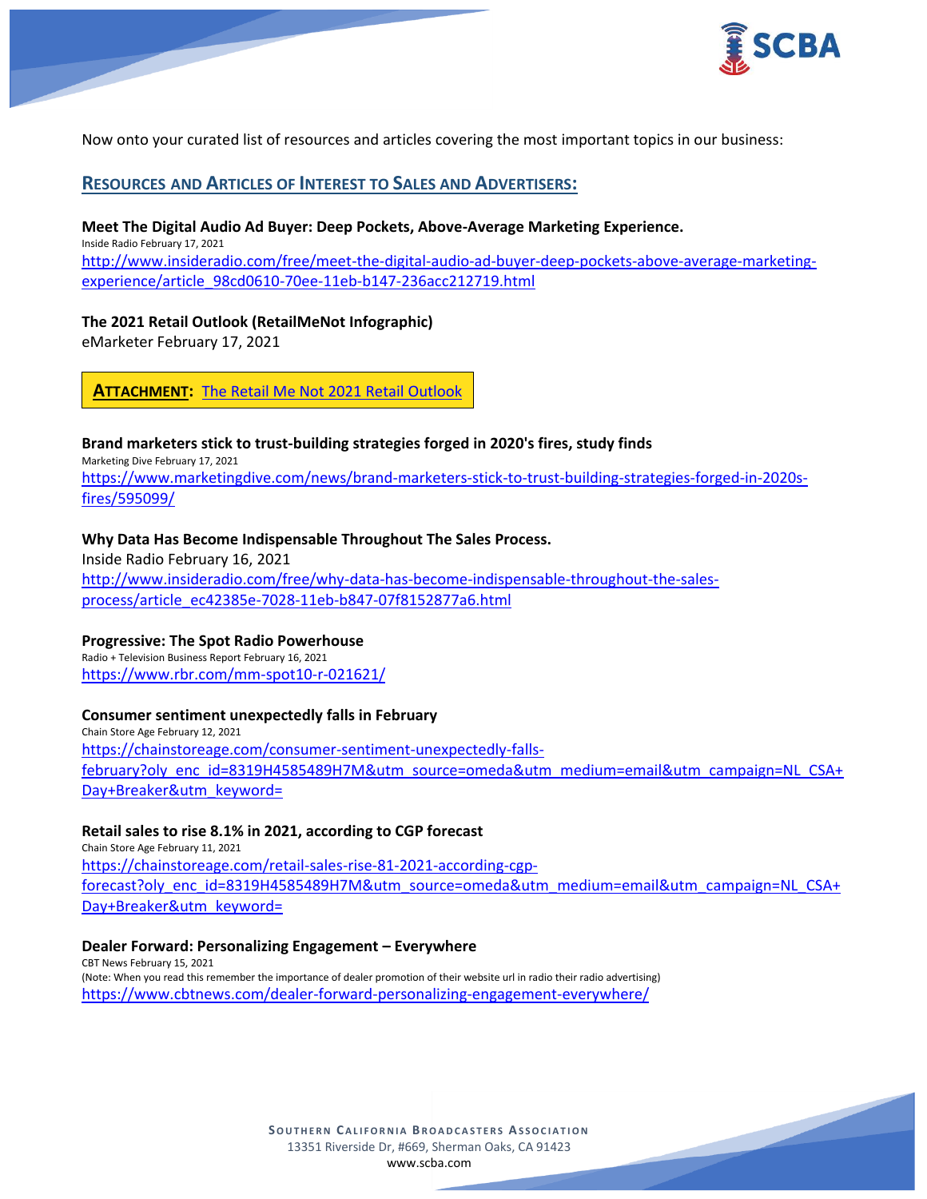Now onto your curated list of resources and articles covering the most important topics in our business:

## RESOURCES AND ARTICLES OF INTEREST TO SALES AND ADVERTISERS:

**Meet The Digital Audio Ad Buyer: Deep Pockets, Above-Average Marketing Experience.**
Inside Radio February 17, 2021
http://www.insideradio.com/free/meet-the-digital-audio-ad-buyer-deep-pockets-above-average-marketing-experience/article_98cd0610-70ee-11eb-b147-236acc212719.html

**The 2021 Retail Outlook (RetailMeNot Infographic)**
eMarketer February 17, 2021

**ATTACHMENT:** The Retail Me Not 2021 Retail Outlook

**Brand marketers stick to trust-building strategies forged in 2020's fires, study finds**
Marketing Dive February 17, 2021
https://www.marketingdive.com/news/brand-marketers-stick-to-trust-building-strategies-forged-in-2020s-fires/595099/

**Why Data Has Become Indispensable Throughout The Sales Process.**
Inside Radio February 16, 2021
http://www.insideradio.com/free/why-data-has-become-indispensable-throughout-the-sales-process/article_ec42385e-7028-11eb-b847-07f8152877a6.html

**Progressive: The Spot Radio Powerhouse**
Radio + Television Business Report February 16, 2021
https://www.rbr.com/mm-spot10-r-021621/

**Consumer sentiment unexpectedly falls in February**
Chain Store Age February 12, 2021
https://chainstoreage.com/consumer-sentiment-unexpectedly-falls-february?oly_enc_id=8319H4585489H7M&utm_source=omeda&utm_medium=email&utm_campaign=NL_CSA+Day+Breaker&utm_keyword=

**Retail sales to rise 8.1% in 2021, according to CGP forecast**
Chain Store Age February 11, 2021
https://chainstoreage.com/retail-sales-rise-81-2021-according-cgp-forecast?oly_enc_id=8319H4585489H7M&utm_source=omeda&utm_medium=email&utm_campaign=NL_CSA+Day+Breaker&utm_keyword=

**Dealer Forward: Personalizing Engagement – Everywhere**
CBT News February 15, 2021
(Note: When you read this remember the importance of dealer promotion of their website url in radio their radio advertising)
https://www.cbtnews.com/dealer-forward-personalizing-engagement-everywhere/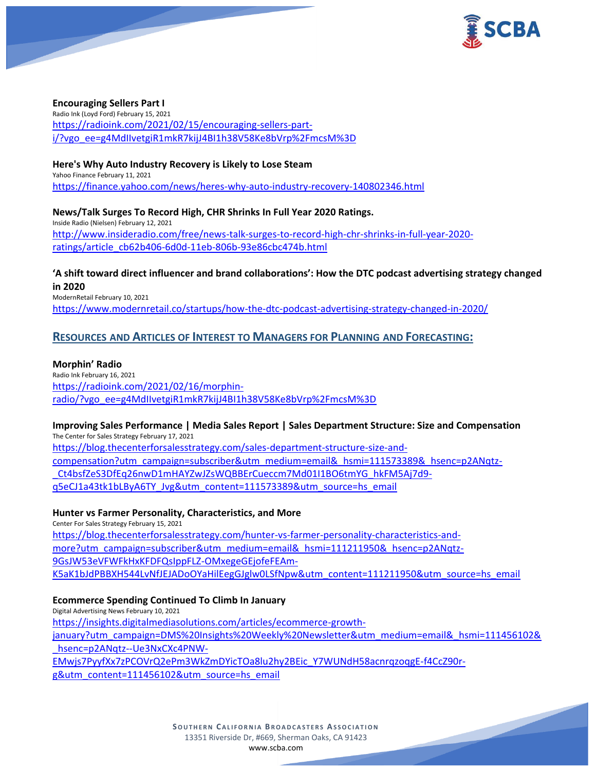**Encouraging Sellers Part I**
Radio Ink (Loyd Ford) February 15, 2021
https://radioink.com/2021/02/15/encouraging-sellers-part-i/?vgo_ee=g4MdIIvetgiR1mkR7kijJ4BI1h38V58Ke8bVrp%2FmcsM%3D

**Here's Why Auto Industry Recovery is Likely to Lose Steam**
Yahoo Finance February 11, 2021
https://finance.yahoo.com/news/heres-why-auto-industry-recovery-140802346.html

**News/Talk Surges To Record High, CHR Shrinks In Full Year 2020 Ratings.**
Inside Radio (Nielsen) February 12, 2021
http://www.insideradio.com/free/news-talk-surges-to-record-high-chr-shrinks-in-full-year-2020-ratings/article_cb62b406-6d0d-11eb-806b-93e86cbc474b.html

**'A shift toward direct influencer and brand collaborations': How the DTC podcast advertising strategy changed in 2020**
ModernRetail February 10, 2021
https://www.modernretail.co/startups/how-the-dtc-podcast-advertising-strategy-changed-in-2020/

## Resources and Articles of Interest to Managers for Planning and Forecasting:

**Morphin' Radio**
Radio Ink February 16, 2021
https://radioink.com/2021/02/16/morphin-radio/?vgo_ee=g4MdIIvetgiR1mkR7kijJ4BI1h38V58Ke8bVrp%2FmcsM%3D

**Improving Sales Performance | Media Sales Report | Sales Department Structure: Size and Compensation**
The Center for Sales Strategy February 17, 2021
https://blog.thecenterforsalesstrategy.com/sales-department-structure-size-and-compensation?utm_campaign=subscriber&utm_medium=email&_hsmi=111573389&_hsenc=p2ANqtz-_Ct4bsfZeS3DfEq26nwD1mHAYZwJZsWQBBErCueccm7Md01I1BO6tmYG_hkFM5Aj7d9-q5eCJ1a43tk1bLByA6TY_Jvg&utm_content=111573389&utm_source=hs_email

**Hunter vs Farmer Personality, Characteristics, and More**
Center For Sales Strategy February 15, 2021
https://blog.thecenterforsalesstrategy.com/hunter-vs-farmer-personality-characteristics-and-more?utm_campaign=subscriber&utm_medium=email&_hsmi=111211950&_hsenc=p2ANqtz-9GsJW53eVFWFkHxKFDFQsIppFLZ-OMxegeGEjofeFEAm-K5aK1bJdPBBXH544LvNfJEJADoOYaHilEegGJglw0LSfNpw&utm_content=111211950&utm_source=hs_email

**Ecommerce Spending Continued To Climb In January**
Digital Advertising News February 10, 2021
https://insights.digitalmediasolutions.com/articles/ecommerce-growth-january?utm_campaign=DMS%20Insights%20Weekly%20Newsletter&utm_medium=email&_hsmi=111456102&_hsenc=p2ANqtz--Ue3NxCXc4PNW-EMwjs7PyyfXx7zPCOVrQ2ePm3WkZmDYicTOa8lu2hy2BEic_Y7WUNdH58acnrqzoqgE-f4CcZ90r-g&utm_content=111456102&utm_source=hs_email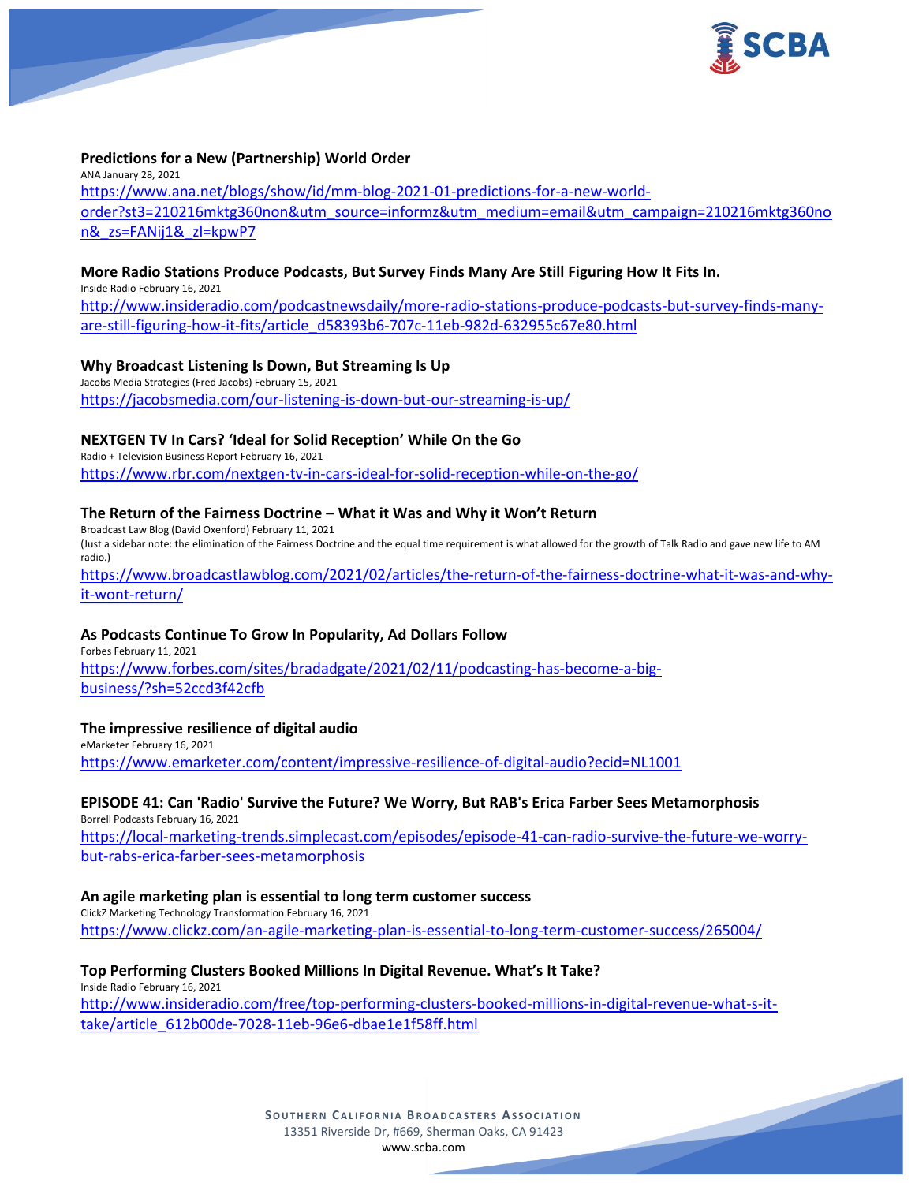**Predictions for a New (Partnership) World Order**
ANA January 28, 2021
https://www.ana.net/blogs/show/id/mm-blog-2021-01-predictions-for-a-new-world-order?st3=210216mktg360non&utm_source=informz&utm_medium=email&utm_campaign=210216mktg360non&_zs=FANij1&_zl=kpwP7

**More Radio Stations Produce Podcasts, But Survey Finds Many Are Still Figuring How It Fits In.**
Inside Radio February 16, 2021
http://www.insideradio.com/podcastnewsdaily/more-radio-stations-produce-podcasts-but-survey-finds-many-are-still-figuring-how-it-fits/article_d58393b6-707c-11eb-982d-632955c67e80.html

**Why Broadcast Listening Is Down, But Streaming Is Up**
Jacobs Media Strategies (Fred Jacobs) February 15, 2021
https://jacobsmedia.com/our-listening-is-down-but-our-streaming-is-up/

**NEXTGEN TV In Cars? 'Ideal for Solid Reception' While On the Go**
Radio + Television Business Report February 16, 2021
https://www.rbr.com/nextgen-tv-in-cars-ideal-for-solid-reception-while-on-the-go/

**The Return of the Fairness Doctrine – What it Was and Why it Won't Return**
Broadcast Law Blog (David Oxenford) February 11, 2021
(Just a sidebar note: the elimination of the Fairness Doctrine and the equal time requirement is what allowed for the growth of Talk Radio and gave new life to AM radio.)
https://www.broadcastlawblog.com/2021/02/articles/the-return-of-the-fairness-doctrine-what-it-was-and-why-it-wont-return/

**As Podcasts Continue To Grow In Popularity, Ad Dollars Follow**
Forbes February 11, 2021
https://www.forbes.com/sites/bradadgate/2021/02/11/podcasting-has-become-a-big-business/?sh=52ccd3f42cfb

**The impressive resilience of digital audio**
eMarketer February 16, 2021
https://www.emarketer.com/content/impressive-resilience-of-digital-audio?ecid=NL1001

**EPISODE 41: Can 'Radio' Survive the Future? We Worry, But RAB's Erica Farber Sees Metamorphosis**
Borrell Podcasts February 16, 2021
https://local-marketing-trends.simplecast.com/episodes/episode-41-can-radio-survive-the-future-we-worry-but-rabs-erica-farber-sees-metamorphosis

**An agile marketing plan is essential to long term customer success**
ClickZ Marketing Technology Transformation February 16, 2021
https://www.clickz.com/an-agile-marketing-plan-is-essential-to-long-term-customer-success/265004/

**Top Performing Clusters Booked Millions In Digital Revenue. What's It Take?**
Inside Radio February 16, 2021
http://www.insideradio.com/free/top-performing-clusters-booked-millions-in-digital-revenue-what-s-it-take/article_612b00de-7028-11eb-96e6-dbae1e1f58ff.html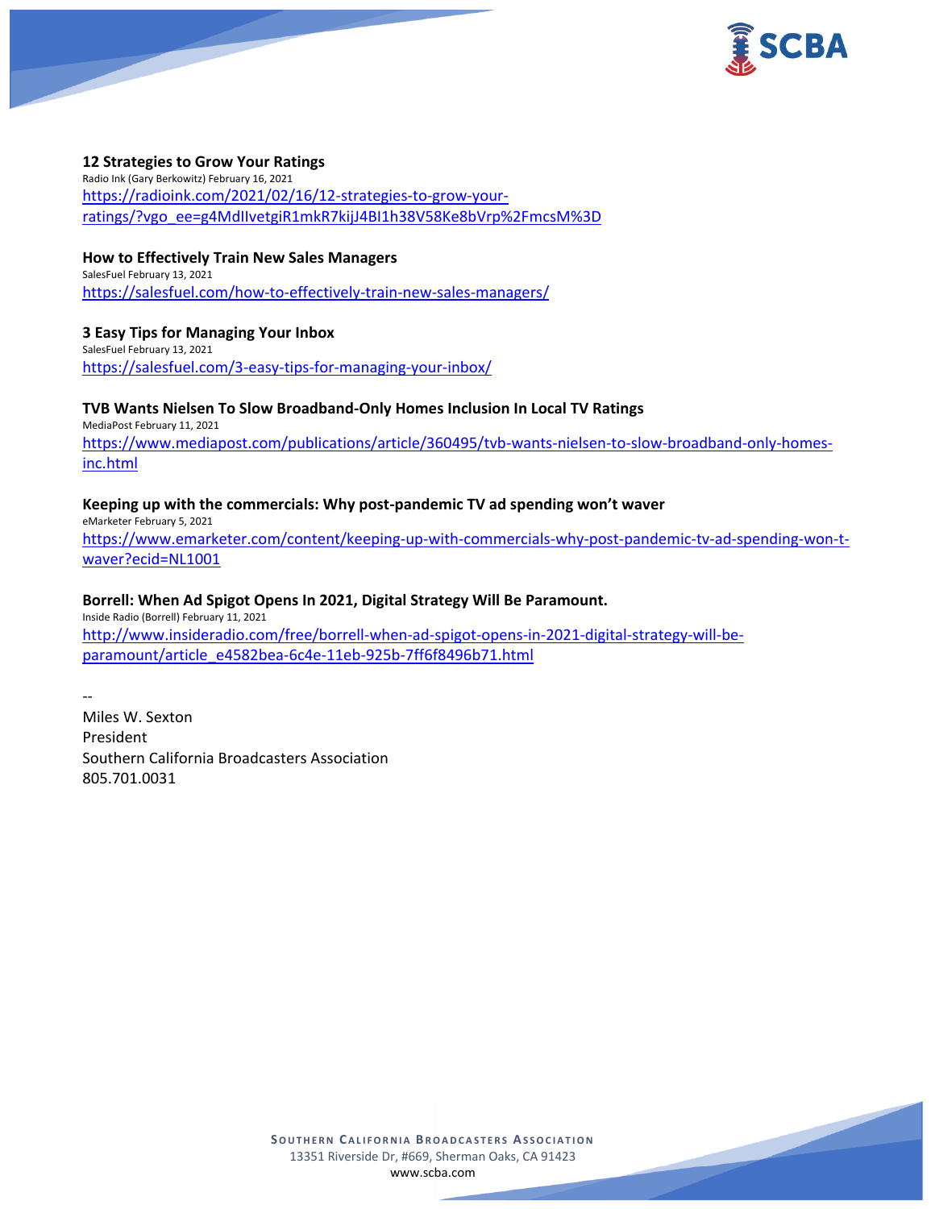**12 Strategies to Grow Your Ratings**
Radio Ink (Gary Berkowitz) February 16, 2021
https://radioink.com/2021/02/16/12-strategies-to-grow-your-ratings/?vgo_ee=g4MdIlvetgiR1mkR7kijJ4BI1h38V58Ke8bVrp%2FmcsM%3D

**How to Effectively Train New Sales Managers**
SalesFuel February 13, 2021
https://salesfuel.com/how-to-effectively-train-new-sales-managers/

**3 Easy Tips for Managing Your Inbox**
SalesFuel February 13, 2021
https://salesfuel.com/3-easy-tips-for-managing-your-inbox/

**TVB Wants Nielsen To Slow Broadband-Only Homes Inclusion In Local TV Ratings**
MediaPost February 11, 2021
https://www.mediapost.com/publications/article/360495/tvb-wants-nielsen-to-slow-broadband-only-homes-inc.html

**Keeping up with the commercials: Why post-pandemic TV ad spending won't waver**
eMarketer February 5, 2021
https://www.emarketer.com/content/keeping-up-with-commercials-why-post-pandemic-tv-ad-spending-won-t-waver?ecid=NL1001

**Borrell: When Ad Spigot Opens In 2021, Digital Strategy Will Be Paramount.**
Inside Radio (Borrell) February 11, 2021
http://www.insideradio.com/free/borrell-when-ad-spigot-opens-in-2021-digital-strategy-will-be-paramount/article_e4582bea-6c4e-11eb-925b-7ff6f8496b71.html

--
Miles W. Sexton
President
Southern California Broadcasters Association
805.701.0031